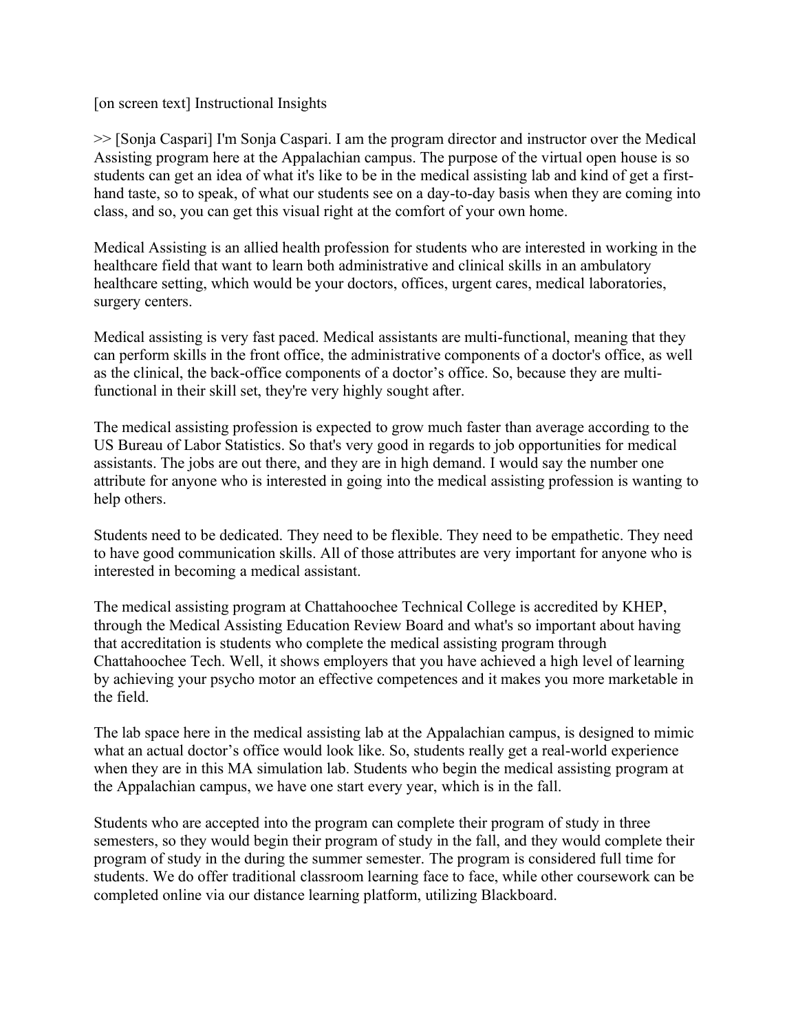[on screen text] Instructional Insights

>> [Sonja Caspari] I'm Sonja Caspari. I am the program director and instructor over the Medical Assisting program here at the Appalachian campus. The purpose of the virtual open house is so students can get an idea of what it's like to be in the medical assisting lab and kind of get a first-hand taste, so to speak, of what our students see on a day-to-day basis when they are coming into class, and so, you can get this visual right at the comfort of your own home.

Medical Assisting is an allied health profession for students who are interested in working in the healthcare field that want to learn both administrative and clinical skills in an ambulatory healthcare setting, which would be your doctors, offices, urgent cares, medical laboratories, surgery centers.

Medical assisting is very fast paced. Medical assistants are multi-functional, meaning that they can perform skills in the front office, the administrative components of a doctor's office, as well as the clinical, the back-office components of a doctor's office. So, because they are multi-functional in their skill set, they're very highly sought after.

The medical assisting profession is expected to grow much faster than average according to the US Bureau of Labor Statistics. So that's very good in regards to job opportunities for medical assistants. The jobs are out there, and they are in high demand. I would say the number one attribute for anyone who is interested in going into the medical assisting profession is wanting to help others.

Students need to be dedicated. They need to be flexible. They need to be empathetic. They need to have good communication skills. All of those attributes are very important for anyone who is interested in becoming a medical assistant.

The medical assisting program at Chattahoochee Technical College is accredited by KHEP, through the Medical Assisting Education Review Board and what's so important about having that accreditation is students who complete the medical assisting program through Chattahoochee Tech. Well, it shows employers that you have achieved a high level of learning by achieving your psycho motor an effective competences and it makes you more marketable in the field.

The lab space here in the medical assisting lab at the Appalachian campus, is designed to mimic what an actual doctor's office would look like. So, students really get a real-world experience when they are in this MA simulation lab. Students who begin the medical assisting program at the Appalachian campus, we have one start every year, which is in the fall.

Students who are accepted into the program can complete their program of study in three semesters, so they would begin their program of study in the fall, and they would complete their program of study in the during the summer semester. The program is considered full time for students. We do offer traditional classroom learning face to face, while other coursework can be completed online via our distance learning platform, utilizing Blackboard.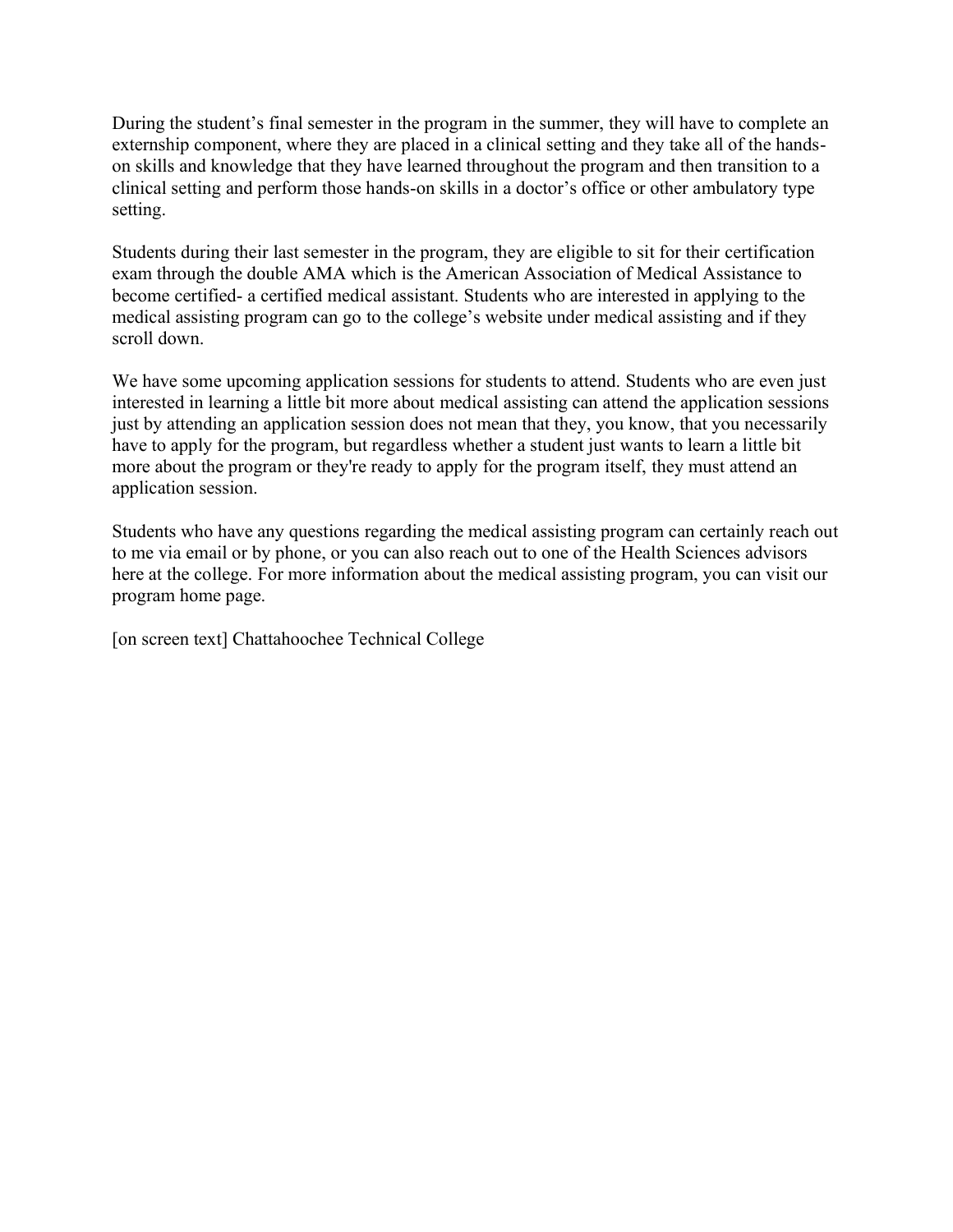During the student's final semester in the program in the summer, they will have to complete an externship component, where they are placed in a clinical setting and they take all of the hands-on skills and knowledge that they have learned throughout the program and then transition to a clinical setting and perform those hands-on skills in a doctor's office or other ambulatory type setting.

Students during their last semester in the program, they are eligible to sit for their certification exam through the double AMA which is the American Association of Medical Assistance to become certified- a certified medical assistant. Students who are interested in applying to the medical assisting program can go to the college's website under medical assisting and if they scroll down.

We have some upcoming application sessions for students to attend. Students who are even just interested in learning a little bit more about medical assisting can attend the application sessions just by attending an application session does not mean that they, you know, that you necessarily have to apply for the program, but regardless whether a student just wants to learn a little bit more about the program or they're ready to apply for the program itself, they must attend an application session.

Students who have any questions regarding the medical assisting program can certainly reach out to me via email or by phone, or you can also reach out to one of the Health Sciences advisors here at the college. For more information about the medical assisting program, you can visit our program home page.

[on screen text] Chattahoochee Technical College